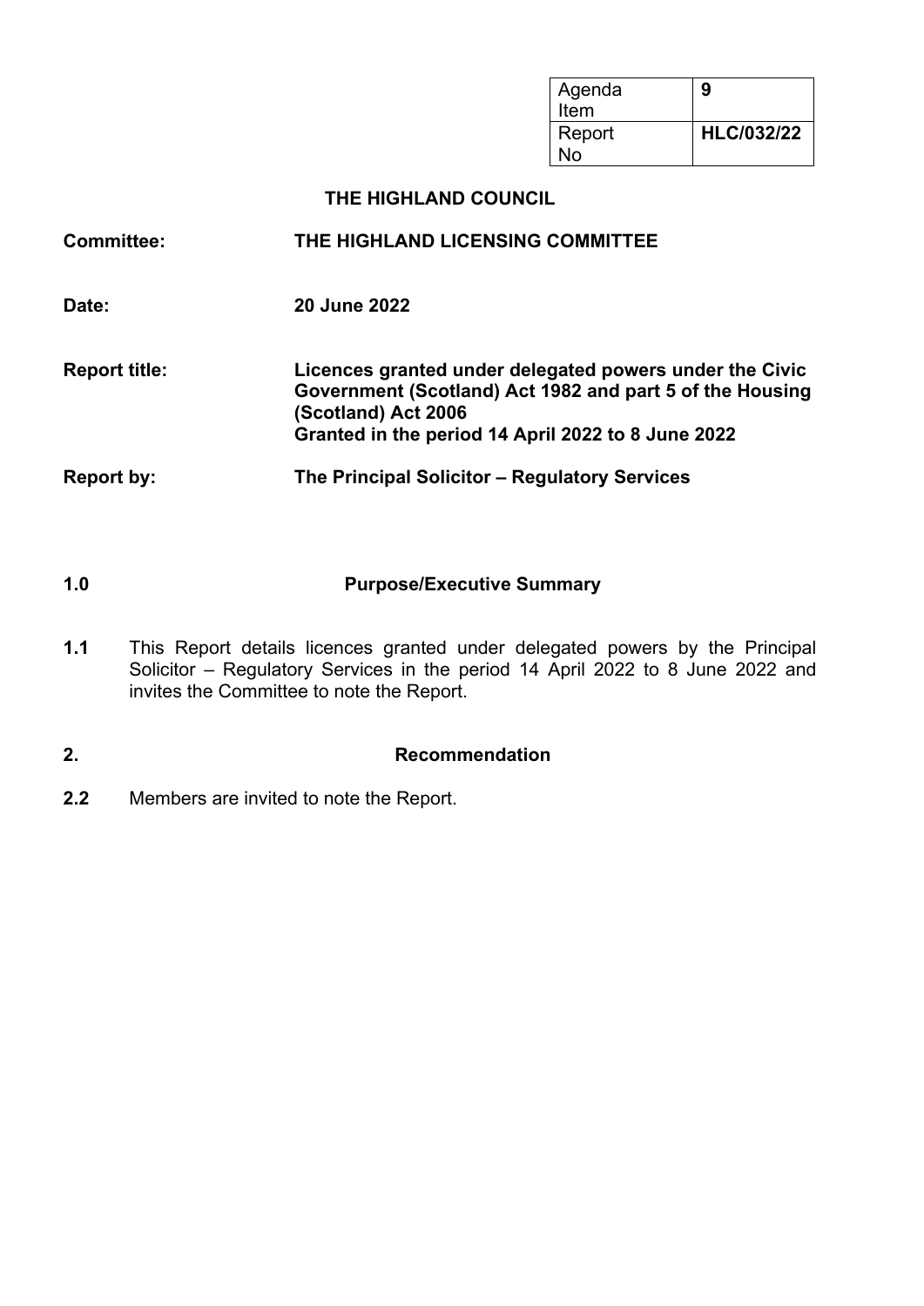| Agenda Item | **9** |
|---|---|
| Report No | **HLC/032/22** |

**THE HIGHLAND COUNCIL**

| | |
|---|---|
| **Committee:** | **THE HIGHLAND LICENSING COMMITTEE** |
| **Date:** | **20 June 2022** |
| **Report title:** | **Licences granted under delegated powers under the Civic Government (Scotland) Act 1982 and part 5 of the Housing (Scotland) Act 2006<br>Granted in the period 14 April 2022 to 8 June 2022** |
| **Report by:** | **The Principal Solicitor – Regulatory Services** |

## 1.0 Purpose/Executive Summary

**1.1** This Report details licences granted under delegated powers by the Principal Solicitor – Regulatory Services in the period 14 April 2022 to 8 June 2022 and invites the Committee to note the Report.

## 2. Recommendation

**2.2** Members are invited to note the Report.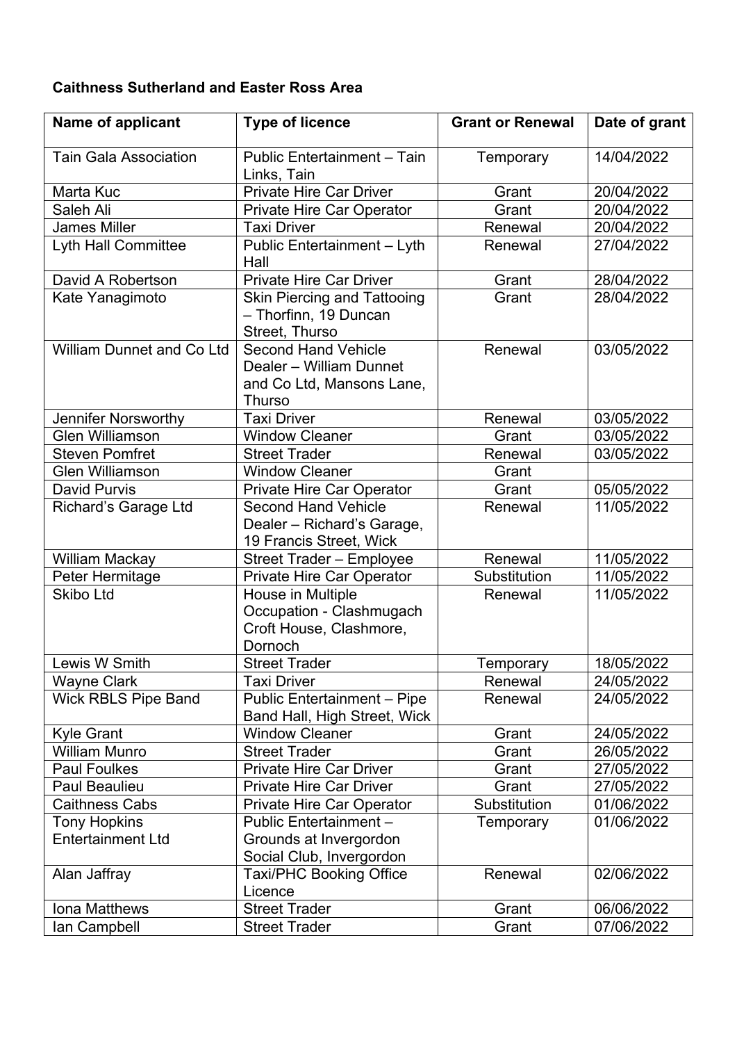**Caithness Sutherland and Easter Ross Area**

| Name of applicant | Type of licence | Grant or Renewal | Date of grant |
|---|---|---|---|
| Tain Gala Association | Public Entertainment – Tain Links, Tain | Temporary | 14/04/2022 |
| Marta Kuc | Private Hire Car Driver | Grant | 20/04/2022 |
| Saleh Ali | Private Hire Car Operator | Grant | 20/04/2022 |
| James Miller | Taxi Driver | Renewal | 20/04/2022 |
| Lyth Hall Committee | Public Entertainment – Lyth Hall | Renewal | 27/04/2022 |
| David A Robertson | Private Hire Car Driver | Grant | 28/04/2022 |
| Kate Yanagimoto | Skin Piercing and Tattooing – Thorfinn, 19 Duncan Street, Thurso | Grant | 28/04/2022 |
| William Dunnet and Co Ltd | Second Hand Vehicle Dealer – William Dunnet and Co Ltd, Mansons Lane, Thurso | Renewal | 03/05/2022 |
| Jennifer Norsworthy | Taxi Driver | Renewal | 03/05/2022 |
| Glen Williamson | Window Cleaner | Grant | 03/05/2022 |
| Steven Pomfret | Street Trader | Renewal | 03/05/2022 |
| Glen Williamson | Window Cleaner | Grant | |
| David Purvis | Private Hire Car Operator | Grant | 05/05/2022 |
| Richard's Garage Ltd | Second Hand Vehicle Dealer – Richard's Garage, 19 Francis Street, Wick | Renewal | 11/05/2022 |
| William Mackay | Street Trader – Employee | Renewal | 11/05/2022 |
| Peter Hermitage | Private Hire Car Operator | Substitution | 11/05/2022 |
| Skibo Ltd | House in Multiple Occupation - Clashmugach Croft House, Clashmore, Dornoch | Renewal | 11/05/2022 |
| Lewis W Smith | Street Trader | Temporary | 18/05/2022 |
| Wayne Clark | Taxi Driver | Renewal | 24/05/2022 |
| Wick RBLS Pipe Band | Public Entertainment – Pipe Band Hall, High Street, Wick | Renewal | 24/05/2022 |
| Kyle Grant | Window Cleaner | Grant | 24/05/2022 |
| William Munro | Street Trader | Grant | 26/05/2022 |
| Paul Foulkes | Private Hire Car Driver | Grant | 27/05/2022 |
| Paul Beaulieu | Private Hire Car Driver | Grant | 27/05/2022 |
| Caithness Cabs | Private Hire Car Operator | Substitution | 01/06/2022 |
| Tony Hopkins Entertainment Ltd | Public Entertainment – Grounds at Invergordon Social Club, Invergordon | Temporary | 01/06/2022 |
| Alan Jaffray | Taxi/PHC Booking Office Licence | Renewal | 02/06/2022 |
| Iona Matthews | Street Trader | Grant | 06/06/2022 |
| Ian Campbell | Street Trader | Grant | 07/06/2022 |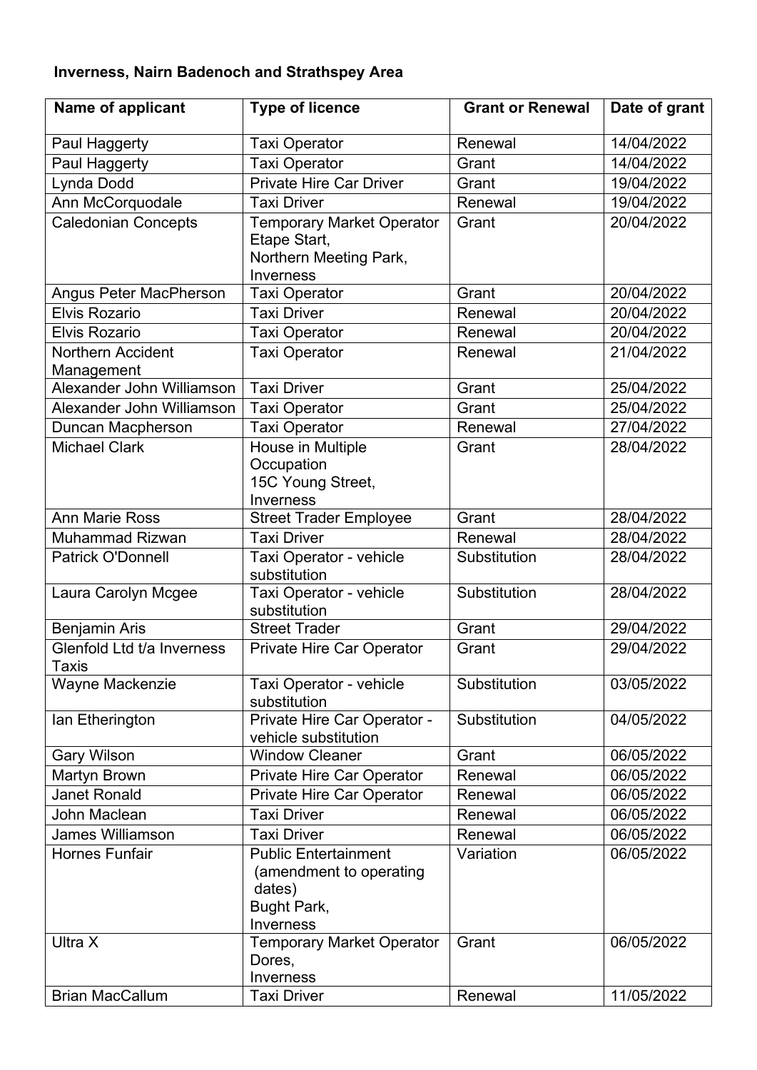**Inverness, Nairn Badenoch and Strathspey Area**

| Name of applicant | Type of licence | Grant or Renewal | Date of grant |
|---|---|---|---|
| Paul Haggerty | Taxi Operator | Renewal | 14/04/2022 |
| Paul Haggerty | Taxi Operator | Grant | 14/04/2022 |
| Lynda Dodd | Private Hire Car Driver | Grant | 19/04/2022 |
| Ann McCorquodale | Taxi Driver | Renewal | 19/04/2022 |
| Caledonian Concepts | Temporary Market Operator Etape Start, Northern Meeting Park, Inverness | Grant | 20/04/2022 |
| Angus Peter MacPherson | Taxi Operator | Grant | 20/04/2022 |
| Elvis Rozario | Taxi Driver | Renewal | 20/04/2022 |
| Elvis Rozario | Taxi Operator | Renewal | 20/04/2022 |
| Northern Accident Management | Taxi Operator | Renewal | 21/04/2022 |
| Alexander John Williamson | Taxi Driver | Grant | 25/04/2022 |
| Alexander John Williamson | Taxi Operator | Grant | 25/04/2022 |
| Duncan Macpherson | Taxi Operator | Renewal | 27/04/2022 |
| Michael Clark | House in Multiple Occupation 15C Young Street, Inverness | Grant | 28/04/2022 |
| Ann Marie Ross | Street Trader Employee | Grant | 28/04/2022 |
| Muhammad Rizwan | Taxi Driver | Renewal | 28/04/2022 |
| Patrick O'Donnell | Taxi Operator - vehicle substitution | Substitution | 28/04/2022 |
| Laura Carolyn Mcgee | Taxi Operator - vehicle substitution | Substitution | 28/04/2022 |
| Benjamin Aris | Street Trader | Grant | 29/04/2022 |
| Glenfold Ltd t/a Inverness Taxis | Private Hire Car Operator | Grant | 29/04/2022 |
| Wayne Mackenzie | Taxi Operator - vehicle substitution | Substitution | 03/05/2022 |
| Ian Etherington | Private Hire Car Operator - vehicle substitution | Substitution | 04/05/2022 |
| Gary Wilson | Window Cleaner | Grant | 06/05/2022 |
| Martyn Brown | Private Hire Car Operator | Renewal | 06/05/2022 |
| Janet Ronald | Private Hire Car Operator | Renewal | 06/05/2022 |
| John Maclean | Taxi Driver | Renewal | 06/05/2022 |
| James Williamson | Taxi Driver | Renewal | 06/05/2022 |
| Hornes Funfair | Public Entertainment (amendment to operating dates) Bught Park, Inverness | Variation | 06/05/2022 |
| Ultra X | Temporary Market Operator Dores, Inverness | Grant | 06/05/2022 |
| Brian MacCallum | Taxi Driver | Renewal | 11/05/2022 |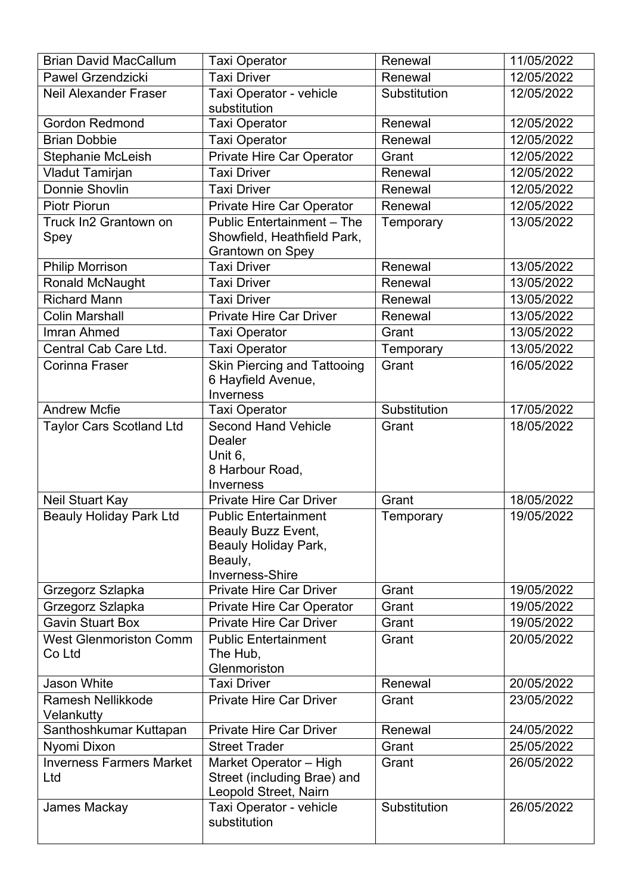| Brian David MacCallum | Taxi Operator | Renewal | 11/05/2022 |
|---|---|---|---|
| Pawel Grzendzicki | Taxi Driver | Renewal | 12/05/2022 |
| Neil Alexander Fraser | Taxi Operator - vehicle substitution | Substitution | 12/05/2022 |
| Gordon Redmond | Taxi Operator | Renewal | 12/05/2022 |
| Brian Dobbie | Taxi Operator | Renewal | 12/05/2022 |
| Stephanie McLeish | Private Hire Car Operator | Grant | 12/05/2022 |
| Vladut Tamirjan | Taxi Driver | Renewal | 12/05/2022 |
| Donnie Shovlin | Taxi Driver | Renewal | 12/05/2022 |
| Piotr Piorun | Private Hire Car Operator | Renewal | 12/05/2022 |
| Truck In2 Grantown on Spey | Public Entertainment – The Showfield, Heathfield Park, Grantown on Spey | Temporary | 13/05/2022 |
| Philip Morrison | Taxi Driver | Renewal | 13/05/2022 |
| Ronald McNaught | Taxi Driver | Renewal | 13/05/2022 |
| Richard Mann | Taxi Driver | Renewal | 13/05/2022 |
| Colin Marshall | Private Hire Car Driver | Renewal | 13/05/2022 |
| Imran Ahmed | Taxi Operator | Grant | 13/05/2022 |
| Central Cab Care Ltd. | Taxi Operator | Temporary | 13/05/2022 |
| Corinna Fraser | Skin Piercing and Tattooing 6 Hayfield Avenue, Inverness | Grant | 16/05/2022 |
| Andrew Mcfie | Taxi Operator | Substitution | 17/05/2022 |
| Taylor Cars Scotland Ltd | Second Hand Vehicle Dealer Unit 6, 8 Harbour Road, Inverness | Grant | 18/05/2022 |
| Neil Stuart Kay | Private Hire Car Driver | Grant | 18/05/2022 |
| Beauly Holiday Park Ltd | Public Entertainment Beauly Buzz Event, Beauly Holiday Park, Beauly, Inverness-Shire | Temporary | 19/05/2022 |
| Grzegorz Szlapka | Private Hire Car Driver | Grant | 19/05/2022 |
| Grzegorz Szlapka | Private Hire Car Operator | Grant | 19/05/2022 |
| Gavin Stuart Box | Private Hire Car Driver | Grant | 19/05/2022 |
| West Glenmoriston Comm Co Ltd | Public Entertainment The Hub, Glenmoriston | Grant | 20/05/2022 |
| Jason White | Taxi Driver | Renewal | 20/05/2022 |
| Ramesh Nellikkode Velankutty | Private Hire Car Driver | Grant | 23/05/2022 |
| Santhoshkumar Kuttapan | Private Hire Car Driver | Renewal | 24/05/2022 |
| Nyomi Dixon | Street Trader | Grant | 25/05/2022 |
| Inverness Farmers Market Ltd | Market Operator – High Street (including Brae) and Leopold Street, Nairn | Grant | 26/05/2022 |
| James Mackay | Taxi Operator - vehicle substitution | Substitution | 26/05/2022 |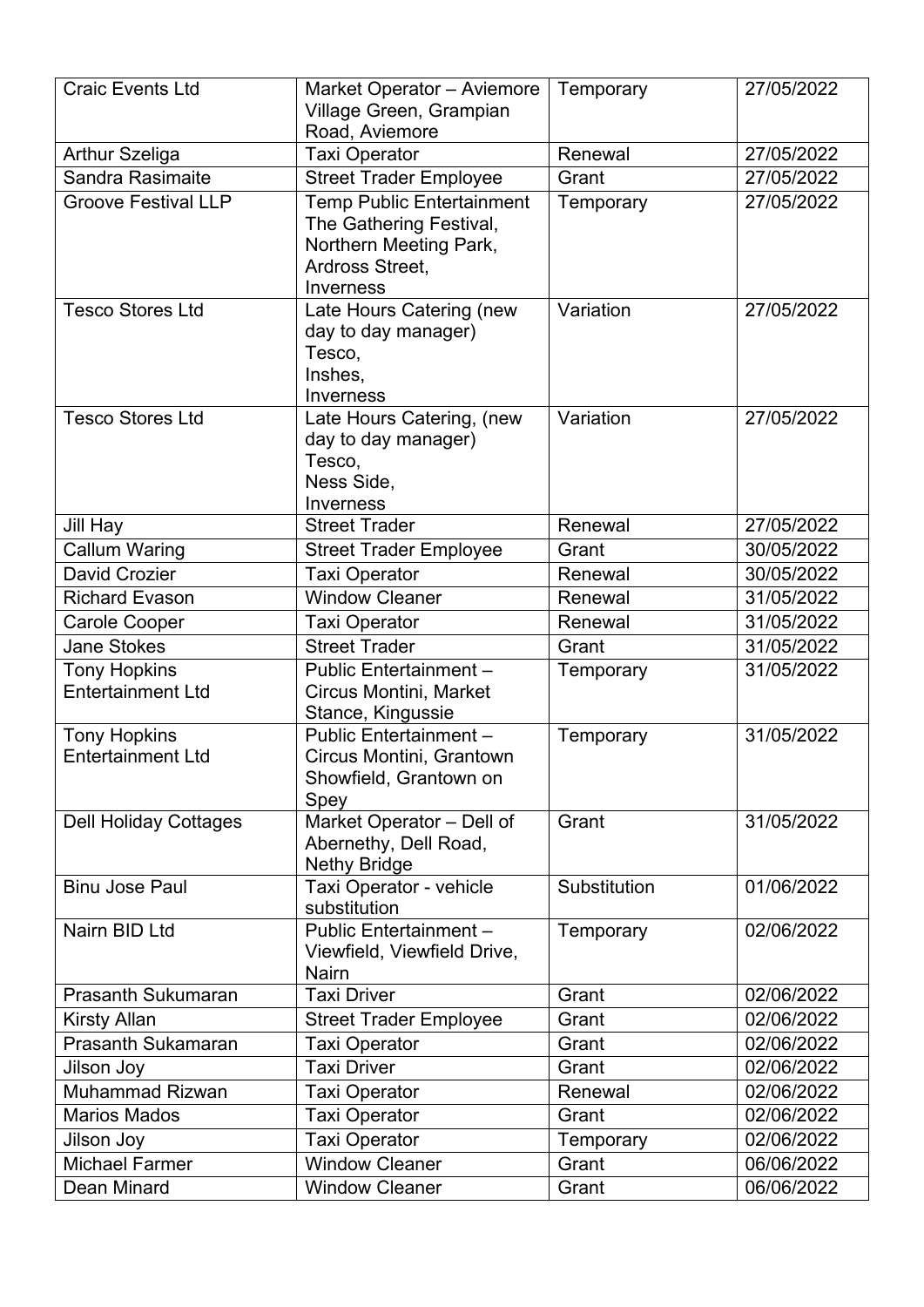| Craic Events Ltd | Market Operator – Aviemore Village Green, Grampian Road, Aviemore | Temporary | 27/05/2022 |
|---|---|---|---|
| Arthur Szeliga | Taxi Operator | Renewal | 27/05/2022 |
| Sandra Rasimaite | Street Trader Employee | Grant | 27/05/2022 |
| Groove Festival LLP | Temp Public Entertainment The Gathering Festival, Northern Meeting Park, Ardross Street, Inverness | Temporary | 27/05/2022 |
| Tesco Stores Ltd | Late Hours Catering (new day to day manager) Tesco, Inshes, Inverness | Variation | 27/05/2022 |
| Tesco Stores Ltd | Late Hours Catering, (new day to day manager) Tesco, Ness Side, Inverness | Variation | 27/05/2022 |
| Jill Hay | Street Trader | Renewal | 27/05/2022 |
| Callum Waring | Street Trader Employee | Grant | 30/05/2022 |
| David Crozier | Taxi Operator | Renewal | 30/05/2022 |
| Richard Evason | Window Cleaner | Renewal | 31/05/2022 |
| Carole Cooper | Taxi Operator | Renewal | 31/05/2022 |
| Jane Stokes | Street Trader | Grant | 31/05/2022 |
| Tony Hopkins Entertainment Ltd | Public Entertainment – Circus Montini, Market Stance, Kingussie | Temporary | 31/05/2022 |
| Tony Hopkins Entertainment Ltd | Public Entertainment – Circus Montini, Grantown Showfield, Grantown on Spey | Temporary | 31/05/2022 |
| Dell Holiday Cottages | Market Operator – Dell of Abernethy, Dell Road, Nethy Bridge | Grant | 31/05/2022 |
| Binu Jose Paul | Taxi Operator - vehicle substitution | Substitution | 01/06/2022 |
| Nairn BID Ltd | Public Entertainment – Viewfield, Viewfield Drive, Nairn | Temporary | 02/06/2022 |
| Prasanth Sukumaran | Taxi Driver | Grant | 02/06/2022 |
| Kirsty Allan | Street Trader Employee | Grant | 02/06/2022 |
| Prasanth Sukamaran | Taxi Operator | Grant | 02/06/2022 |
| Jilson Joy | Taxi Driver | Grant | 02/06/2022 |
| Muhammad Rizwan | Taxi Operator | Renewal | 02/06/2022 |
| Marios Mados | Taxi Operator | Grant | 02/06/2022 |
| Jilson Joy | Taxi Operator | Temporary | 02/06/2022 |
| Michael Farmer | Window Cleaner | Grant | 06/06/2022 |
| Dean Minard | Window Cleaner | Grant | 06/06/2022 |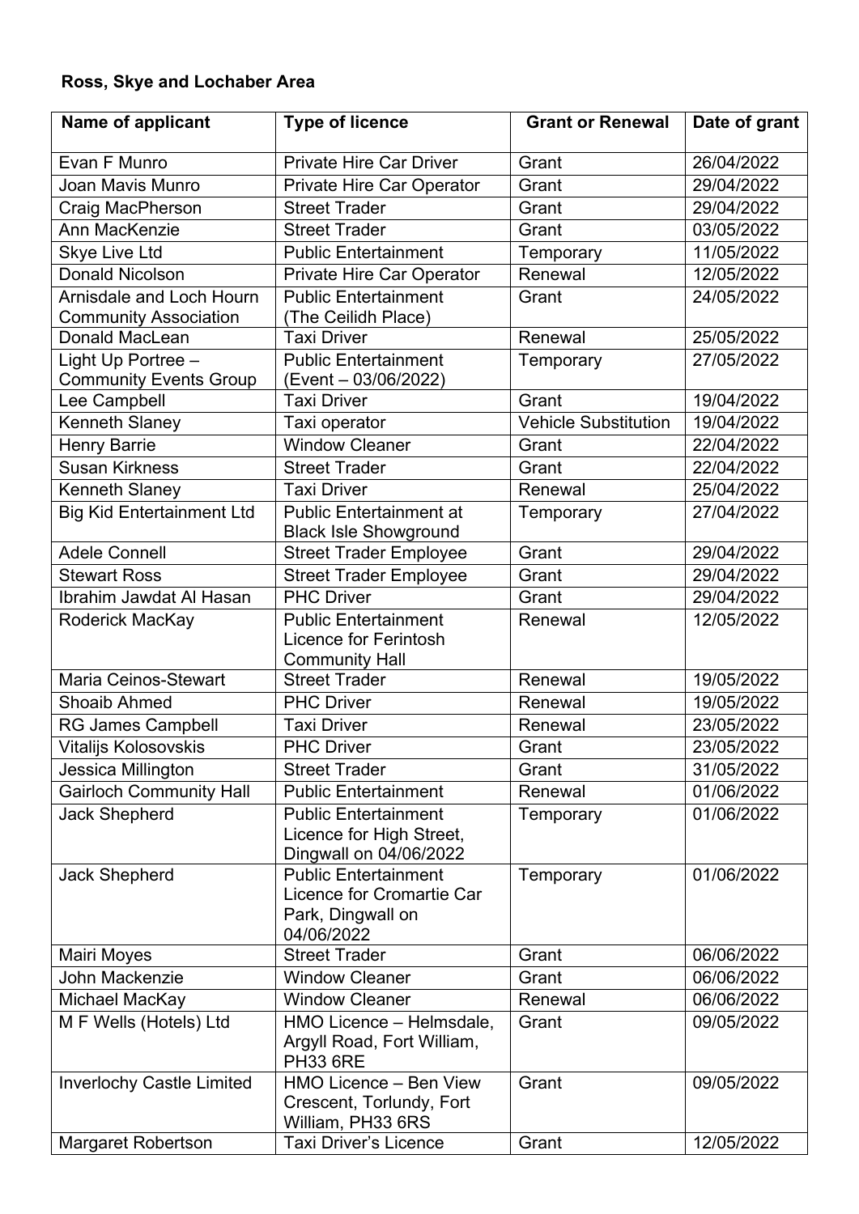**Ross, Skye and Lochaber Area**

| Name of applicant | Type of licence | Grant or Renewal | Date of grant |
|---|---|---|---|
| Evan F Munro | Private Hire Car Driver | Grant | 26/04/2022 |
| Joan Mavis Munro | Private Hire Car Operator | Grant | 29/04/2022 |
| Craig MacPherson | Street Trader | Grant | 29/04/2022 |
| Ann MacKenzie | Street Trader | Grant | 03/05/2022 |
| Skye Live Ltd | Public Entertainment | Temporary | 11/05/2022 |
| Donald Nicolson | Private Hire Car Operator | Renewal | 12/05/2022 |
| Arnisdale and Loch Hourn Community Association | Public Entertainment (The Ceilidh Place) | Grant | 24/05/2022 |
| Donald MacLean | Taxi Driver | Renewal | 25/05/2022 |
| Light Up Portree – Community Events Group | Public Entertainment (Event – 03/06/2022) | Temporary | 27/05/2022 |
| Lee Campbell | Taxi Driver | Grant | 19/04/2022 |
| Kenneth Slaney | Taxi operator | Vehicle Substitution | 19/04/2022 |
| Henry Barrie | Window Cleaner | Grant | 22/04/2022 |
| Susan Kirkness | Street Trader | Grant | 22/04/2022 |
| Kenneth Slaney | Taxi Driver | Renewal | 25/04/2022 |
| Big Kid Entertainment Ltd | Public Entertainment at Black Isle Showground | Temporary | 27/04/2022 |
| Adele Connell | Street Trader Employee | Grant | 29/04/2022 |
| Stewart Ross | Street Trader Employee | Grant | 29/04/2022 |
| Ibrahim Jawdat Al Hasan | PHC Driver | Grant | 29/04/2022 |
| Roderick MacKay | Public Entertainment Licence for Ferintosh Community Hall | Renewal | 12/05/2022 |
| Maria Ceinos-Stewart | Street Trader | Renewal | 19/05/2022 |
| Shoaib Ahmed | PHC Driver | Renewal | 19/05/2022 |
| RG James Campbell | Taxi Driver | Renewal | 23/05/2022 |
| Vitalijs Kolosovskis | PHC Driver | Grant | 23/05/2022 |
| Jessica Millington | Street Trader | Grant | 31/05/2022 |
| Gairloch Community Hall | Public Entertainment | Renewal | 01/06/2022 |
| Jack Shepherd | Public Entertainment Licence for High Street, Dingwall on 04/06/2022 | Temporary | 01/06/2022 |
| Jack Shepherd | Public Entertainment Licence for Cromartie Car Park, Dingwall on 04/06/2022 | Temporary | 01/06/2022 |
| Mairi Moyes | Street Trader | Grant | 06/06/2022 |
| John Mackenzie | Window Cleaner | Grant | 06/06/2022 |
| Michael MacKay | Window Cleaner | Renewal | 06/06/2022 |
| M F Wells (Hotels) Ltd | HMO Licence – Helmsdale, Argyll Road, Fort William, PH33 6RE | Grant | 09/05/2022 |
| Inverlochy Castle Limited | HMO Licence – Ben View Crescent, Torlundy, Fort William, PH33 6RS | Grant | 09/05/2022 |
| Margaret Robertson | Taxi Driver's Licence | Grant | 12/05/2022 |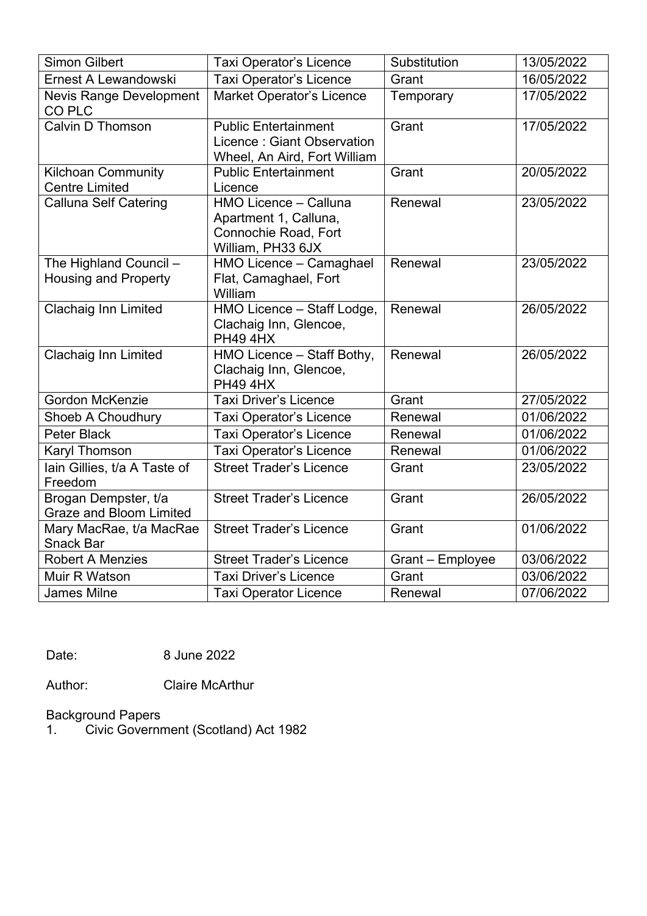| | | | |
|---|---|---|---|
| Simon Gilbert | Taxi Operator's Licence | Substitution | 13/05/2022 |
| Ernest A Lewandowski | Taxi Operator's Licence | Grant | 16/05/2022 |
| Nevis Range Development CO PLC | Market Operator's Licence | Temporary | 17/05/2022 |
| Calvin D Thomson | Public Entertainment Licence : Giant Observation Wheel, An Aird, Fort William | Grant | 17/05/2022 |
| Kilchoan Community Centre Limited | Public Entertainment Licence | Grant | 20/05/2022 |
| Calluna Self Catering | HMO Licence – Calluna Apartment 1, Calluna, Connochie Road, Fort William, PH33 6JX | Renewal | 23/05/2022 |
| The Highland Council – Housing and Property | HMO Licence – Camaghael Flat, Camaghael, Fort William | Renewal | 23/05/2022 |
| Clachaig Inn Limited | HMO Licence – Staff Lodge, Clachaig Inn, Glencoe, PH49 4HX | Renewal | 26/05/2022 |
| Clachaig Inn Limited | HMO Licence – Staff Bothy, Clachaig Inn, Glencoe, PH49 4HX | Renewal | 26/05/2022 |
| Gordon McKenzie | Taxi Driver's Licence | Grant | 27/05/2022 |
| Shoeb A Choudhury | Taxi Operator's Licence | Renewal | 01/06/2022 |
| Peter Black | Taxi Operator's Licence | Renewal | 01/06/2022 |
| Karyl Thomson | Taxi Operator's Licence | Renewal | 01/06/2022 |
| Iain Gillies, t/a A Taste of Freedom | Street Trader's Licence | Grant | 23/05/2022 |
| Brogan Dempster, t/a Graze and Bloom Limited | Street Trader's Licence | Grant | 26/05/2022 |
| Mary MacRae, t/a MacRae Snack Bar | Street Trader's Licence | Grant | 01/06/2022 |
| Robert A Menzies | Street Trader's Licence | Grant – Employee | 03/06/2022 |
| Muir R Watson | Taxi Driver's Licence | Grant | 03/06/2022 |
| James Milne | Taxi Operator Licence | Renewal | 07/06/2022 |

Date: 8 June 2022

Author: Claire McArthur

Background Papers

1. Civic Government (Scotland) Act 1982